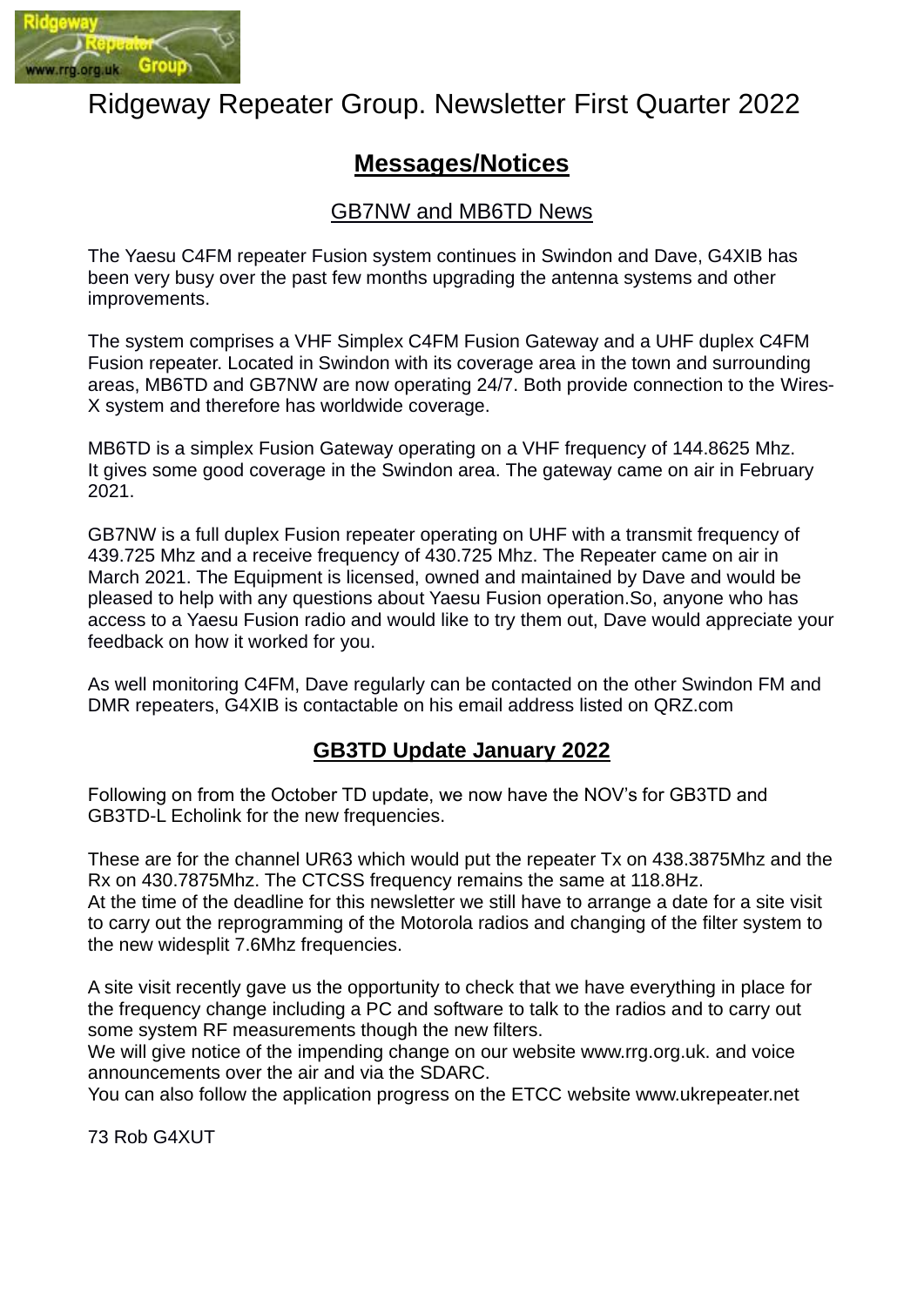# Ridgeway Repeater Group. Newsletter First Quarter 2022

## Messages/Notices

### GB7NW and MB6TD News

The Yaesu C4FM repeater Fusion system continues in Swindon and Dave, G4XIB has been very busy over the past few months upgrading the antenna systems and other improvements.

The system comprises a VHF Simplex C4FM Fusion Gateway and a UHF duplex C4FM Fusion repeater. Located in Swindon with its coverage area in the town and surrounding areas, MB6TD and GB7NW are now operating 24/7. Both provide connection to the Wires-X system and therefore has worldwide coverage.

MB6TD is a simplex Fusion Gateway operating on a VHF frequency of 144.8625 Mhz. It gives some good coverage in the Swindon area. The gateway came on air in February 2021.

GB7NW is a full duplex Fusion repeater operating on UHF with a transmit frequency of 439.725 Mhz and a receive frequency of 430.725 Mhz. The Repeater came on air in March 2021. The Equipment is licensed, owned and maintained by Dave and would be pleased to help with any questions about Yaesu Fusion operation.So, anyone who has access to a Yaesu Fusion radio and would like to try them out, Dave would appreciate your feedback on how it worked for you.

As well monitoring C4FM, Dave regularly can be contacted on the other Swindon FM and DMR repeaters, G4XIB is contactable on his email address listed on QRZ.com

### GB3TD Update January 2022

Following on from the October TD update, we now have the NOV's for GB3TD and GB3TD-L Echolink for the new frequencies.

These are for the channel UR63 which would put the repeater Tx on 438.3875Mhz and the Rx on 430.7875Mhz. The CTCSS frequency remains the same at 118.8Hz.
At the time of the deadline for this newsletter we still have to arrange a date for a site visit to carry out the reprogramming of the Motorola radios and changing of the filter system to the new widesplit 7.6Mhz frequencies.

A site visit recently gave us the opportunity to check that we have everything in place for the frequency change including a PC and software to talk to the radios and to carry out some system RF measurements though the new filters.
We will give notice of the impending change on our website www.rrg.org.uk. and voice announcements over the air and via the SDARC.
You can also follow the application progress on the ETCC website www.ukrepeater.net

73 Rob G4XUT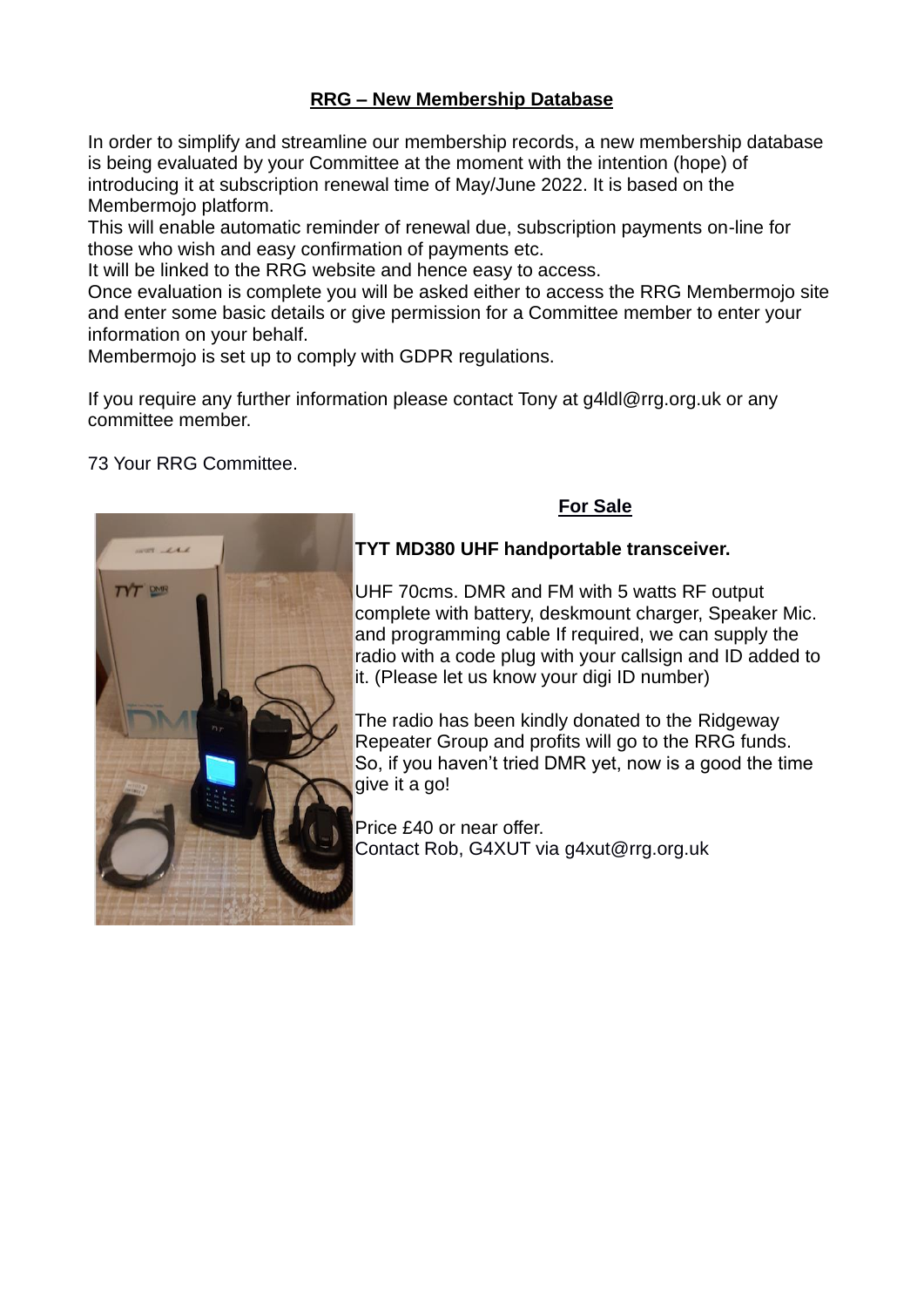## RRG – New Membership Database

In order to simplify and streamline our membership records, a new membership database is being evaluated by your Committee at the moment with the intention (hope) of introducing it at subscription renewal time of May/June 2022. It is based on the Membermojo platform.

This will enable automatic reminder of renewal due, subscription payments on-line for those who wish and easy confirmation of payments etc.

It will be linked to the RRG website and hence easy to access.

Once evaluation is complete you will be asked either to access the RRG Membermojo site and enter some basic details or give permission for a Committee member to enter your information on your behalf.

Membermojo is set up to comply with GDPR regulations.

If you require any further information please contact Tony at g4ldl@rrg.org.uk or any committee member.

73 Your RRG Committee.

## For Sale

**TYT MD380 UHF handportable transceiver.**

UHF 70cms. DMR and FM with 5 watts RF output complete with battery, deskmount charger, Speaker Mic. and programming cable If required, we can supply the radio with a code plug with your callsign and ID added to it. (Please let us know your digi ID number)

The radio has been kindly donated to the Ridgeway Repeater Group and profits will go to the RRG funds. So, if you haven't tried DMR yet, now is a good the time give it a go!

Price £40 or near offer.
Contact Rob, G4XUT via g4xut@rrg.org.uk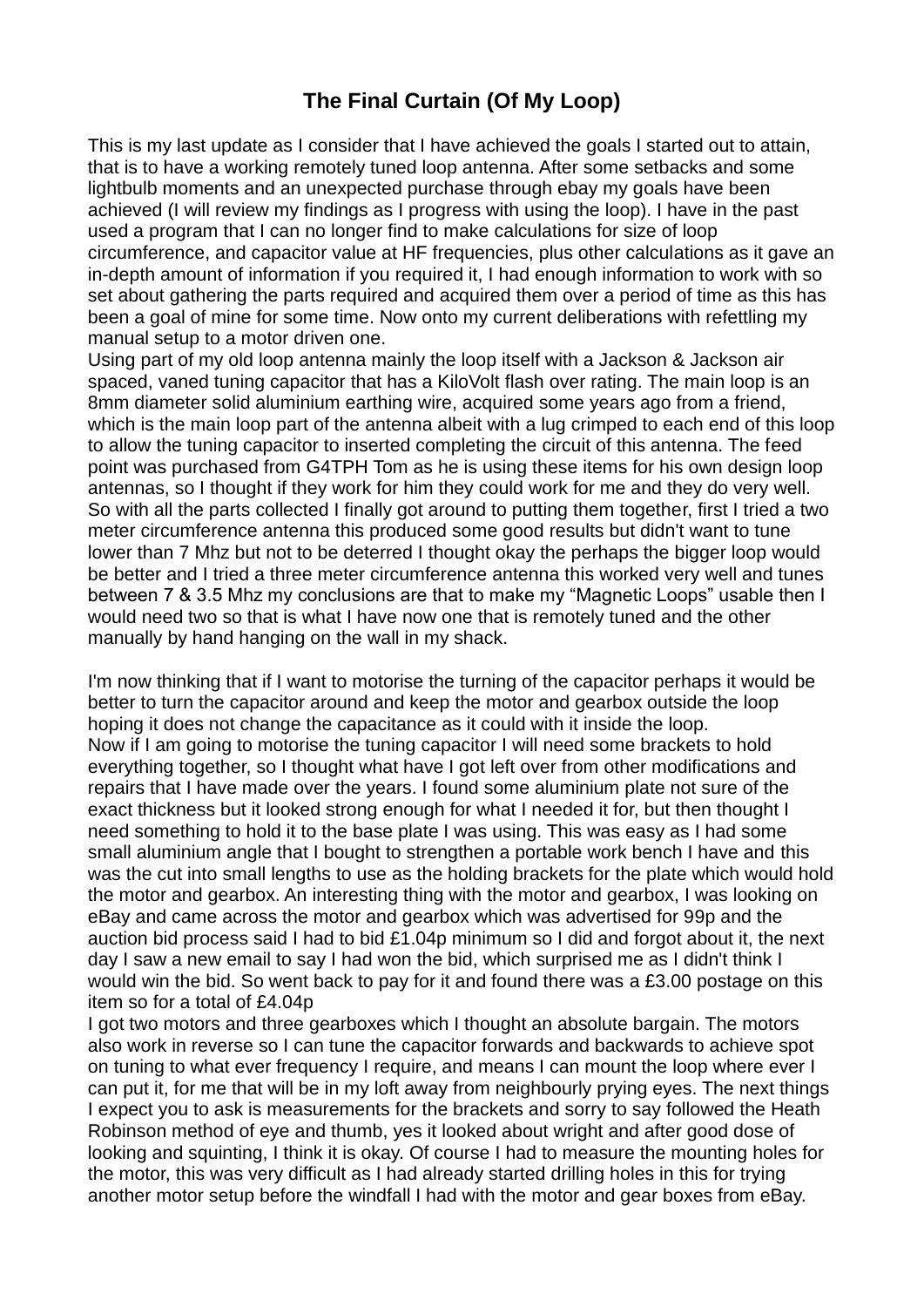## The Final Curtain (Of My Loop)

This is my last update as I consider that I have achieved the goals I started out to attain, that is to have a working remotely tuned loop antenna. After some setbacks and some lightbulb moments and an unexpected purchase through ebay my goals have been achieved (I will review my findings as I progress with using the loop). I have in the past used a program that I can no longer find to make calculations for size of loop circumference, and capacitor value at HF frequencies, plus other calculations as it gave an in-depth amount of information if you required it, I had enough information to work with so set about gathering the parts required and acquired them over a period of time as this has been a goal of mine for some time. Now onto my current deliberations with refettling my manual setup to a motor driven one.
Using part of my old loop antenna mainly the loop itself with a Jackson & Jackson air spaced, vaned tuning capacitor that has a KiloVolt flash over rating. The main loop is an 8mm diameter solid aluminium earthing wire, acquired some years ago from a friend, which is the main loop part of the antenna albeit with a lug crimped to each end of this loop to allow the tuning capacitor to inserted completing the circuit of this antenna. The feed point was purchased from G4TPH Tom as he is using these items for his own design loop antennas, so I thought if they work for him they could work for me and they do very well. So with all the parts collected I finally got around to putting them together, first I tried a two meter circumference antenna this produced some good results but didn't want to tune lower than 7 Mhz but not to be deterred I thought okay the perhaps the bigger loop would be better and I tried a three meter circumference antenna this worked very well and tunes between 7 & 3.5 Mhz my conclusions are that to make my “Magnetic Loops” usable then I would need two so that is what I have now one that is remotely tuned and the other manually by hand hanging on the wall in my shack.

I'm now thinking that if I want to motorise the turning of the capacitor perhaps it would be better to turn the capacitor around and keep the motor and gearbox outside the loop hoping it does not change the capacitance as it could with it inside the loop.
Now if I am going to motorise the tuning capacitor I will need some brackets to hold everything together, so I thought what have I got left over from other modifications and repairs that I have made over the years. I found some aluminium plate not sure of the exact thickness but it looked strong enough for what I needed it for, but then thought I need something to hold it to the base plate I was using. This was easy as I had some small aluminium angle that I bought to strengthen a portable work bench I have and this was the cut into small lengths to use as the holding brackets for the plate which would hold the motor and gearbox. An interesting thing with the motor and gearbox, I was looking on eBay and came across the motor and gearbox which was advertised for 99p and the auction bid process said I had to bid £1.04p minimum so I did and forgot about it, the next day I saw a new email to say I had won the bid, which surprised me as I didn't think I would win the bid. So went back to pay for it and found there was a £3.00 postage on this item so for a total of £4.04p
I got two motors and three gearboxes which I thought an absolute bargain. The motors also work in reverse so I can tune the capacitor forwards and backwards to achieve spot on tuning to what ever frequency I require, and means I can mount the loop where ever I can put it, for me that will be in my loft away from neighbourly prying eyes. The next things I expect you to ask is measurements for the brackets and sorry to say followed the Heath Robinson method of eye and thumb, yes it looked about wright and after good dose of looking and squinting, I think it is okay. Of course I had to measure the mounting holes for the motor, this was very difficult as I had already started drilling holes in this for trying another motor setup before the windfall I had with the motor and gear boxes from eBay.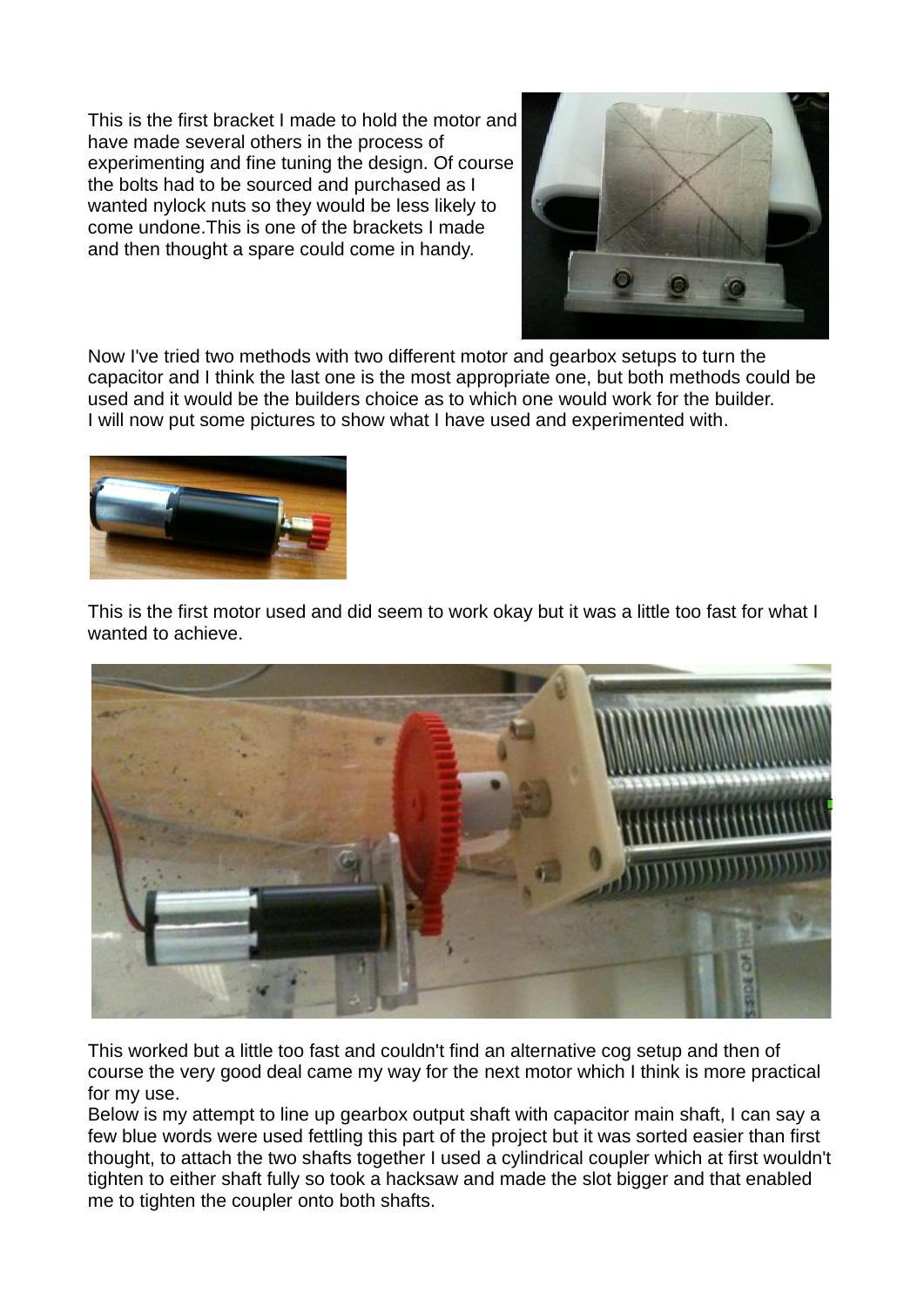This is the first bracket I made to hold the motor and have made several others in the process of experimenting and fine tuning the design. Of course the bolts had to be sourced and purchased as I wanted nylock nuts so they would be less likely to come undone.This is one of the brackets I made and then thought a spare could come in handy.

Now I've tried two methods with two different motor and gearbox setups to turn the capacitor and I think the last one is the most appropriate one, but both methods could be used and it would be the builders choice as to which one would work for the builder.
I will now put some pictures to show what I have used and experimented with.

This is the first motor used and did seem to work okay but it was a little too fast for what I wanted to achieve.

This worked but a little too fast and couldn't find an alternative cog setup and then of course the very good deal came my way for the next motor which I think is more practical for my use.
Below is my attempt to line up gearbox output shaft with capacitor main shaft, I can say a few blue words were used fettling this part of the project but it was sorted easier than first thought, to attach the two shafts together I used a cylindrical coupler which at first wouldn't tighten to either shaft fully so took a hacksaw and made the slot bigger and that enabled me to tighten the coupler onto both shafts.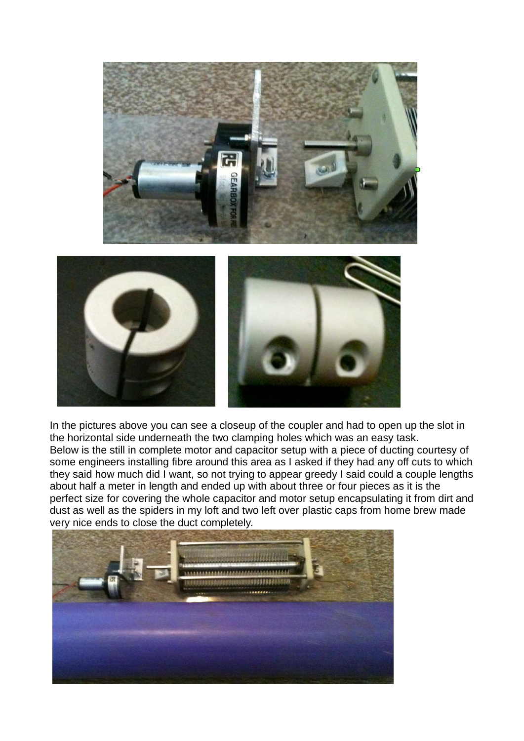In the pictures above you can see a closeup of the coupler and had to open up the slot in the horizontal side underneath the two clamping holes which was an easy task.
Below is the still in complete motor and capacitor setup with a piece of ducting courtesy of some engineers installing fibre around this area as I asked if they had any off cuts to which they said how much did I want, so not trying to appear greedy I said could a couple lengths about half a meter in length and ended up with about three or four pieces as it is the perfect size for covering the whole capacitor and motor setup encapsulating it from dirt and dust as well as the spiders in my loft and two left over plastic caps from home brew made very nice ends to close the duct completely.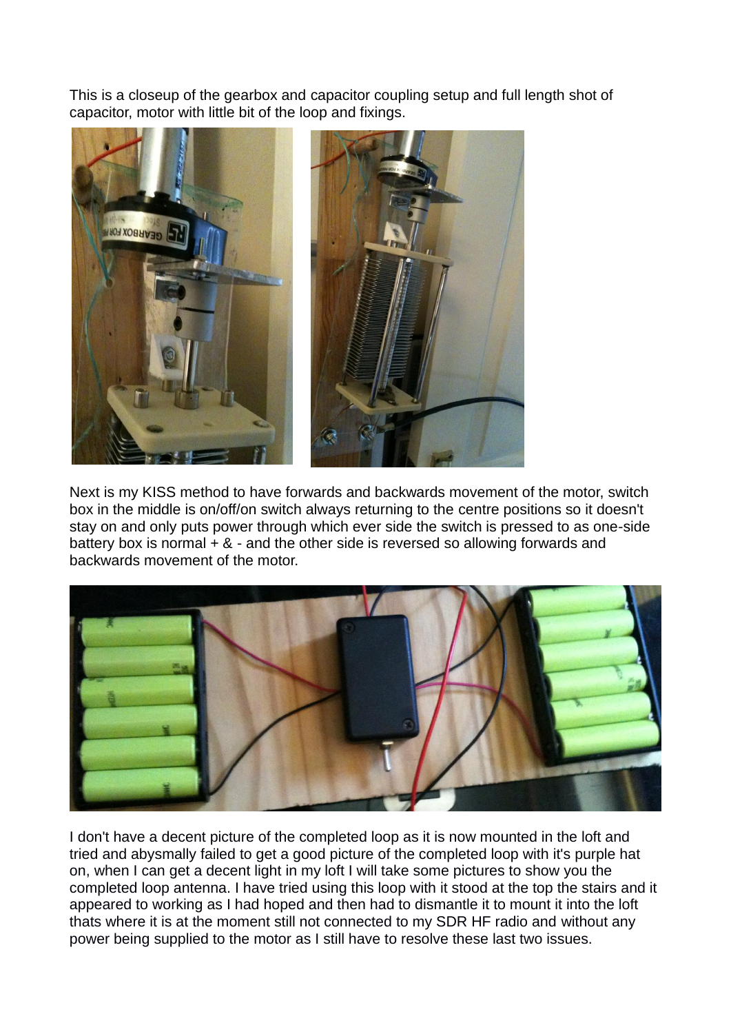This is a closeup of the gearbox and capacitor coupling setup and full length shot of capacitor, motor with little bit of the loop and fixings.

Next is my KISS method to have forwards and backwards movement of the motor, switch box in the middle is on/off/on switch always returning to the centre positions so it doesn't stay on and only puts power through which ever side the switch is pressed to as one-side battery box is normal + & - and the other side is reversed so allowing forwards and backwards movement of the motor.

I don't have a decent picture of the completed loop as it is now mounted in the loft and tried and abysmally failed to get a good picture of the completed loop with it's purple hat on, when I can get a decent light in my loft I will take some pictures to show you the completed loop antenna. I have tried using this loop with it stood at the top the stairs and it appeared to working as I had hoped and then had to dismantle it to mount it into the loft thats where it is at the moment still not connected to my SDR HF radio and without any power being supplied to the motor as I still have to resolve these last two issues.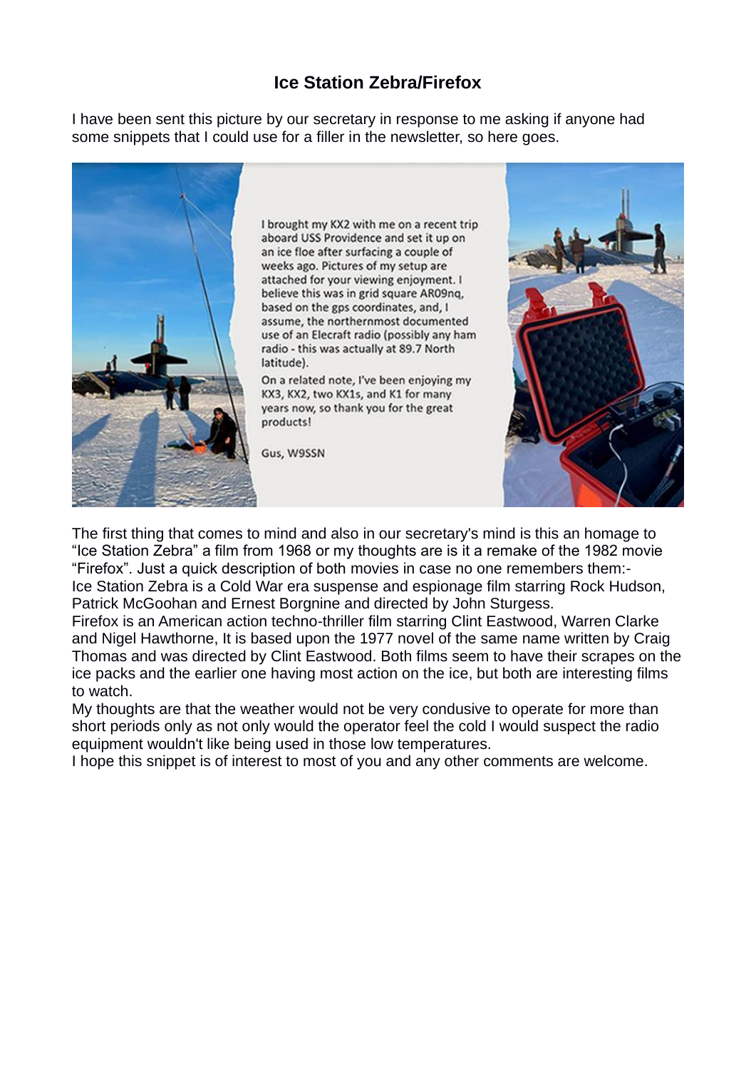# Ice Station Zebra/Firefox

I have been sent this picture by our secretary in response to me asking if anyone had some snippets that I could use for a filler in the newsletter, so here goes.

> I brought my KX2 with me on a recent trip aboard USS Providence and set it up on an ice floe after surfacing a couple of weeks ago. Pictures of my setup are attached for your viewing enjoyment. I believe this was in grid square AR09nq, based on the gps coordinates, and, I assume, the northernmost documented use of an Elecraft radio (possibly any ham radio - this was actually at 89.7 North latitude).
>
> On a related note, I've been enjoying my KX3, KX2, two KX1s, and K1 for many years now, so thank you for the great products!
>
> Gus, W9SSN

The first thing that comes to mind and also in our secretary's mind is this an homage to "Ice Station Zebra" a film from 1968 or my thoughts are is it a remake of the 1982 movie "Firefox". Just a quick description of both movies in case no one remembers them:-

Ice Station Zebra is a Cold War era suspense and espionage film starring Rock Hudson, Patrick McGoohan and Ernest Borgnine and directed by John Sturgess.

Firefox is an American action techno-thriller film starring Clint Eastwood, Warren Clarke and Nigel Hawthorne, It is based upon the 1977 novel of the same name written by Craig Thomas and was directed by Clint Eastwood. Both films seem to have their scrapes on the ice packs and the earlier one having most action on the ice, but both are interesting films to watch.

My thoughts are that the weather would not be very condusive to operate for more than short periods only as not only would the operator feel the cold I would suspect the radio equipment wouldn't like being used in those low temperatures.

I hope this snippet is of interest to most of you and any other comments are welcome.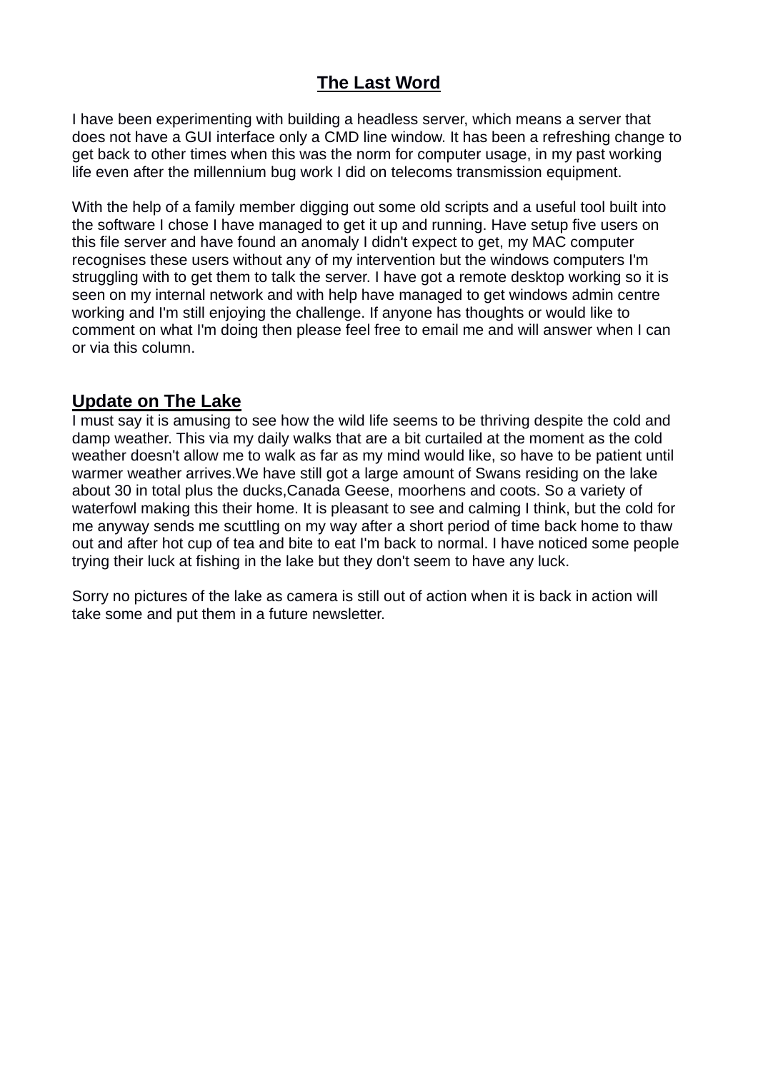## The Last Word

I have been experimenting with building a headless server, which means a server that does not have a GUI interface only a CMD line window. It has been a refreshing change to get back to other times when this was the norm for computer usage, in my past working life even after the millennium bug work I did on telecoms transmission equipment.

With the help of a family member digging out some old scripts and a useful tool built into the software I chose I have managed to get it up and running. Have setup five users on this file server and have found an anomaly I didn't expect to get, my MAC computer recognises these users without any of my intervention but the windows computers I'm struggling with to get them to talk the server. I have got a remote desktop working so it is seen on my internal network and with help have managed to get windows admin centre working and I'm still enjoying the challenge. If anyone has thoughts or would like to comment on what I'm doing then please feel free to email me and will answer when I can or via this column.

### Update on The Lake

I must say it is amusing to see how the wild life seems to be thriving despite the cold and damp weather. This via my daily walks that are a bit curtailed at the moment as the cold weather doesn't allow me to walk as far as my mind would like, so have to be patient until warmer weather arrives.We have still got a large amount of Swans residing on the lake about 30 in total plus the ducks,Canada Geese, moorhens and coots. So a variety of waterfowl making this their home. It is pleasant to see and calming I think, but the cold for me anyway sends me scuttling on my way after a short period of time back home to thaw out and after hot cup of tea and bite to eat I'm back to normal. I have noticed some people trying their luck at fishing in the lake but they don't seem to have any luck.

Sorry no pictures of the lake as camera is still out of action when it is back in action will take some and put them in a future newsletter.